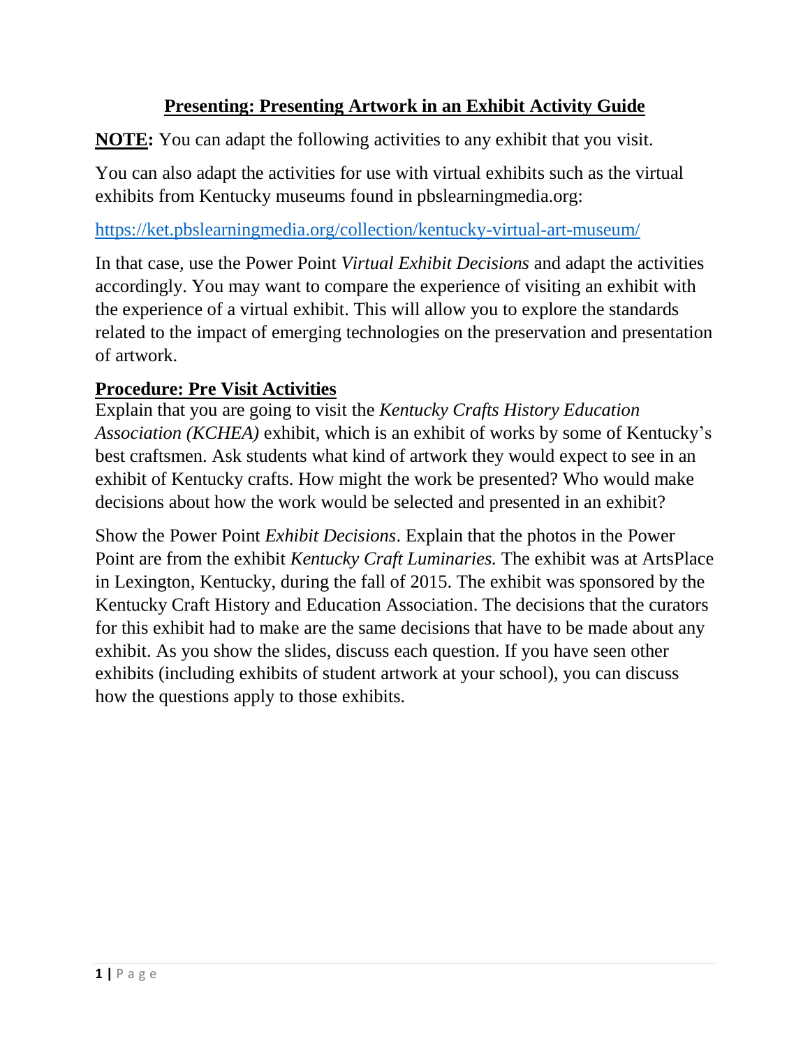# Presenting: Presenting Artwork in an Exhibit Activity Guide

**NOTE:** You can adapt the following activities to any exhibit that you visit.

You can also adapt the activities for use with virtual exhibits such as the virtual exhibits from Kentucky museums found in pbslearningmedia.org:

[https://ket.pbslearningmedia.org/collection/kentucky-virtual-art-museum/](https://ket.pbslearningmedia.org/collection/kentucky-virtual-art-museum/)

In that case, use the Power Point *Virtual Exhibit Decisions* and adapt the activities accordingly. You may want to compare the experience of visiting an exhibit with the experience of a virtual exhibit. This will allow you to explore the standards related to the impact of emerging technologies on the preservation and presentation of artwork.

## Procedure: Pre Visit Activities

Explain that you are going to visit the *Kentucky Crafts History Education Association (KCHEA)* exhibit, which is an exhibit of works by some of Kentucky's best craftsmen. Ask students what kind of artwork they would expect to see in an exhibit of Kentucky crafts. How might the work be presented? Who would make decisions about how the work would be selected and presented in an exhibit?

Show the Power Point *Exhibit Decisions*. Explain that the photos in the Power Point are from the exhibit *Kentucky Craft Luminaries.* The exhibit was at ArtsPlace in Lexington, Kentucky, during the fall of 2015. The exhibit was sponsored by the Kentucky Craft History and Education Association. The decisions that the curators for this exhibit had to make are the same decisions that have to be made about any exhibit. As you show the slides, discuss each question. If you have seen other exhibits (including exhibits of student artwork at your school), you can discuss how the questions apply to those exhibits.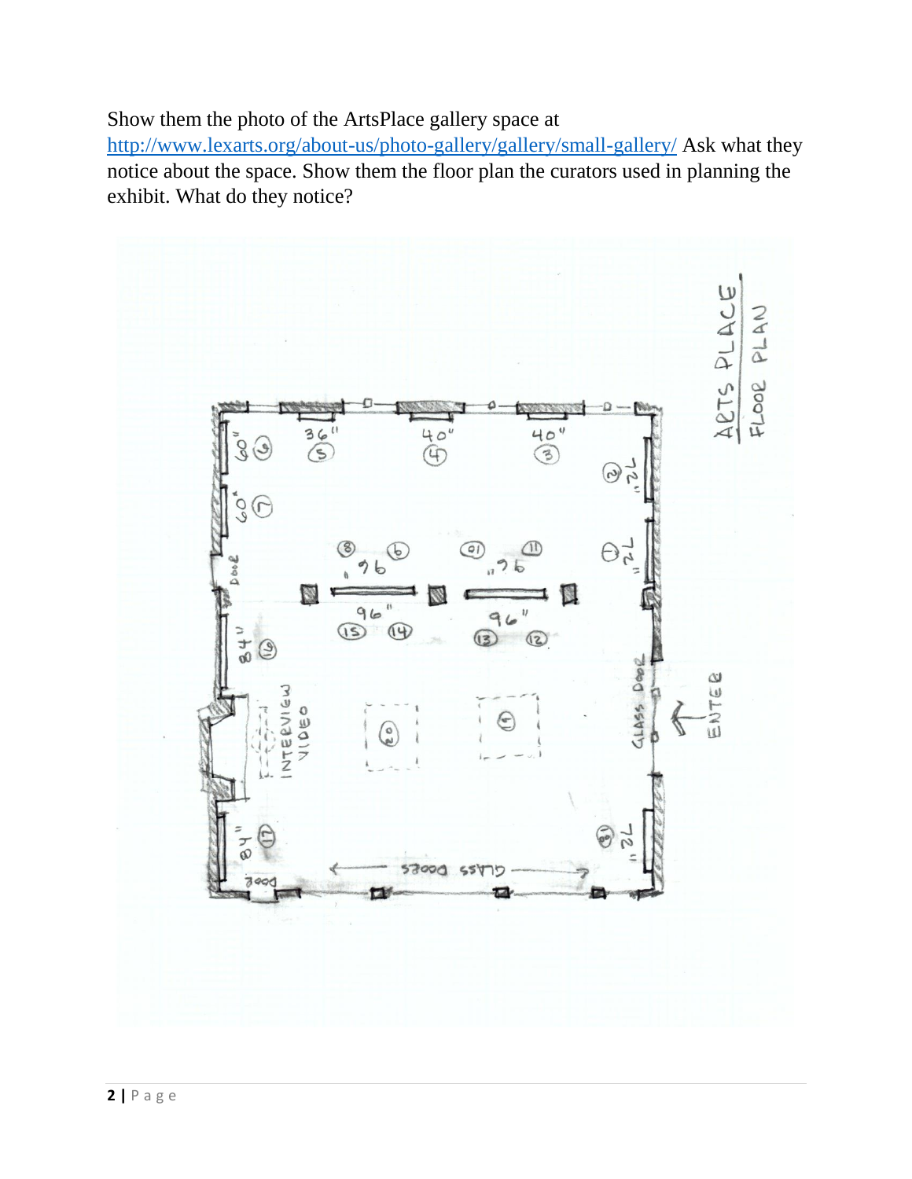Show them the photo of the ArtsPlace gallery space at http://www.lexarts.org/about-us/photo-gallery/gallery/small-gallery/ Ask what they notice about the space. Show them the floor plan the curators used in planning the exhibit. What do they notice?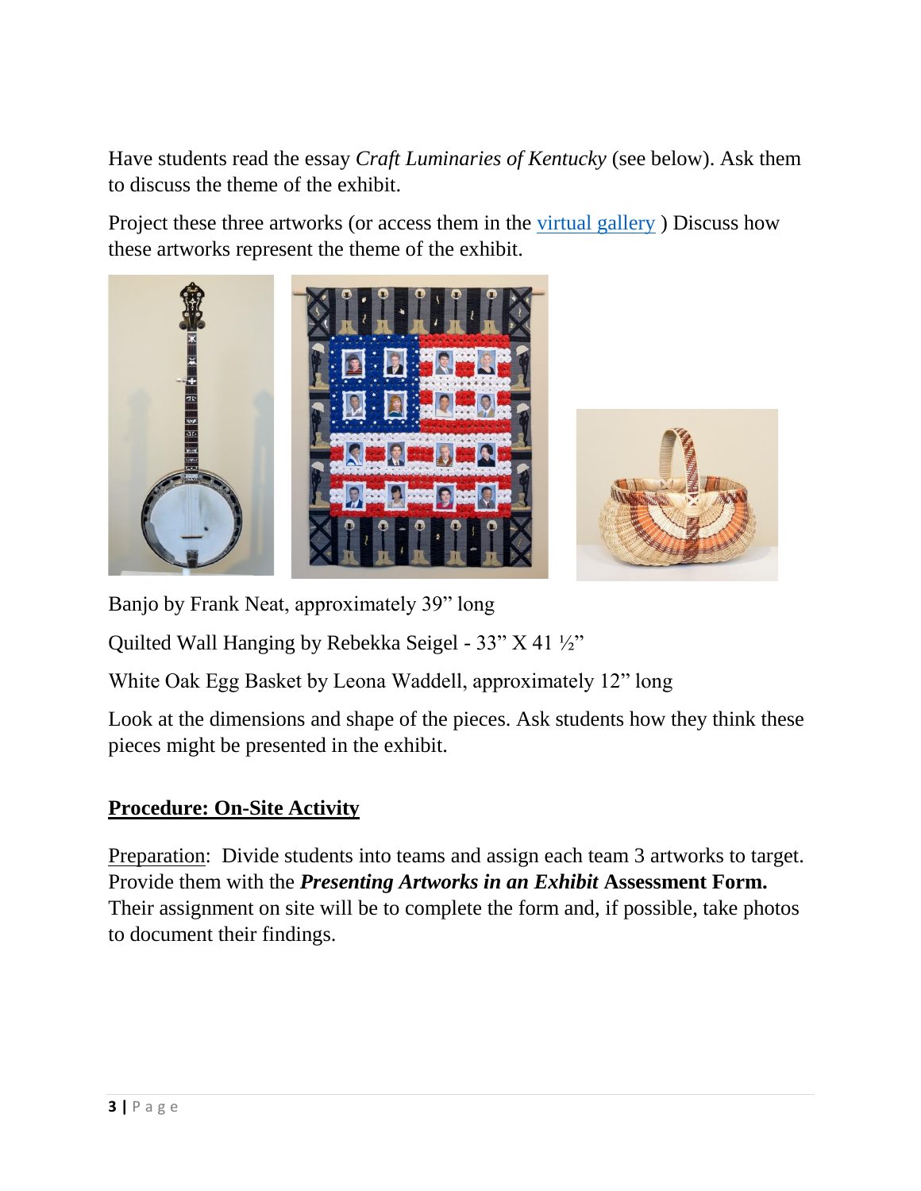Have students read the essay *Craft Luminaries of Kentucky* (see below). Ask them to discuss the theme of the exhibit.

Project these three artworks (or access them in the virtual gallery ) Discuss how these artworks represent the theme of the exhibit.

Banjo by Frank Neat, approximately 39" long

Quilted Wall Hanging by Rebekka Seigel - 33" X 41 ½"

White Oak Egg Basket by Leona Waddell, approximately 12" long

Look at the dimensions and shape of the pieces. Ask students how they think these pieces might be presented in the exhibit.

## Procedure: On-Site Activity

Preparation: Divide students into teams and assign each team 3 artworks to target. Provide them with the ***Presenting Artworks in an Exhibit*** **Assessment Form.** Their assignment on site will be to complete the form and, if possible, take photos to document their findings.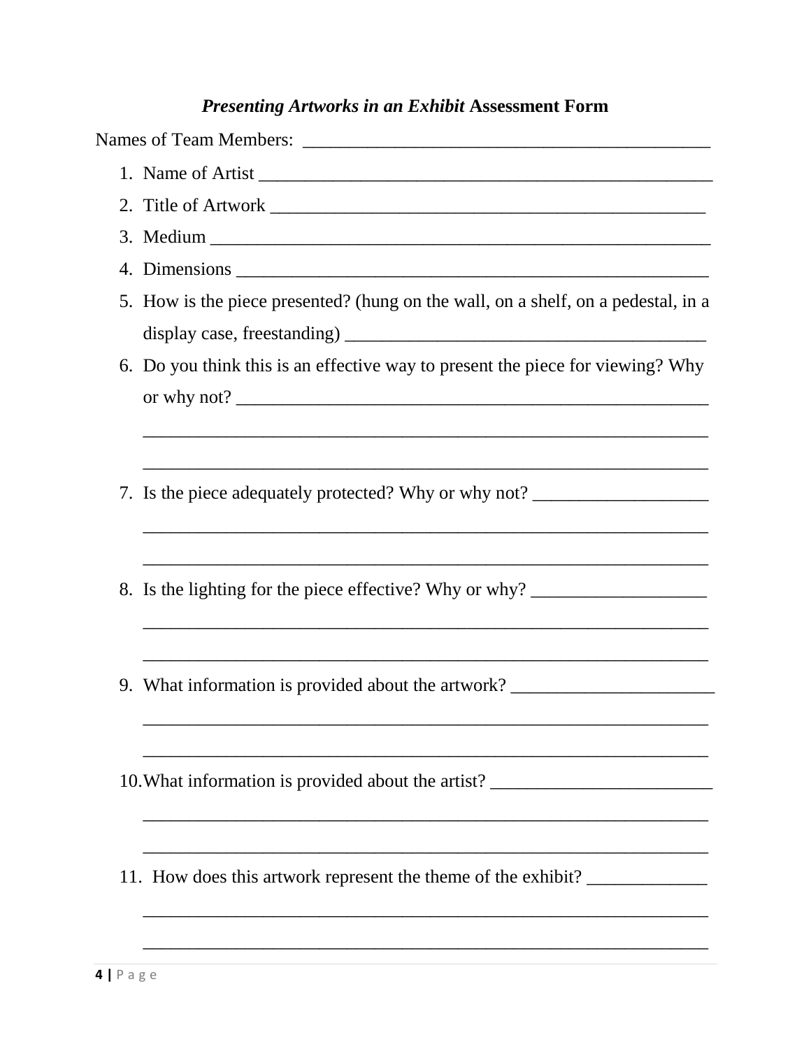### *Presenting Artworks in an Exhibit* Assessment Form

Names of Team Members: ____________________________________________

1. Name of Artist __________________________________________________
2. Title of Artwork ________________________________________________
3. Medium ______________________________________________________
4. Dimensions ____________________________________________________
5. How is the piece presented? (hung on the wall, on a shelf, on a pedestal, in a display case, freestanding) ______________________________________
6. Do you think this is an effective way to present the piece for viewing? Why or why not? ______________________________________________________

   ______________________________________________________________

   ______________________________________________________________

7. Is the piece adequately protected? Why or why not? ___________________

   ______________________________________________________________

   ______________________________________________________________

8. Is the lighting for the piece effective? Why or why? ___________________

   ______________________________________________________________

   ______________________________________________________________

9. What information is provided about the artwork? ______________________

   ______________________________________________________________

   ______________________________________________________________

10. What information is provided about the artist? ________________________

    ______________________________________________________________

    ______________________________________________________________

11. How does this artwork represent the theme of the exhibit? _____________

    ______________________________________________________________

    ______________________________________________________________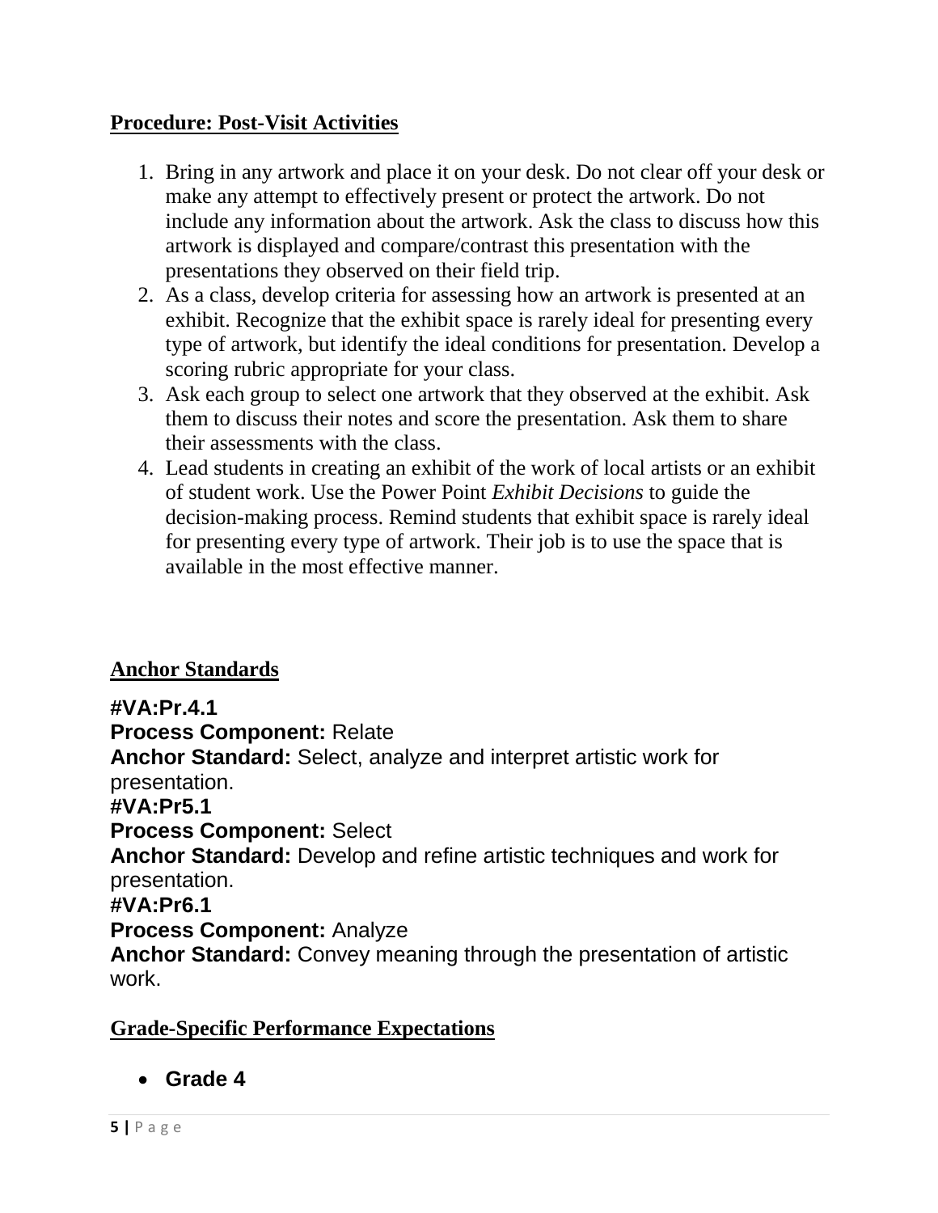## Procedure: Post-Visit Activities

1. Bring in any artwork and place it on your desk. Do not clear off your desk or make any attempt to effectively present or protect the artwork. Do not include any information about the artwork. Ask the class to discuss how this artwork is displayed and compare/contrast this presentation with the presentations they observed on their field trip.
2. As a class, develop criteria for assessing how an artwork is presented at an exhibit. Recognize that the exhibit space is rarely ideal for presenting every type of artwork, but identify the ideal conditions for presentation. Develop a scoring rubric appropriate for your class.
3. Ask each group to select one artwork that they observed at the exhibit. Ask them to discuss their notes and score the presentation. Ask them to share their assessments with the class.
4. Lead students in creating an exhibit of the work of local artists or an exhibit of student work. Use the Power Point *Exhibit Decisions* to guide the decision-making process. Remind students that exhibit space is rarely ideal for presenting every type of artwork. Their job is to use the space that is available in the most effective manner.

## Anchor Standards

**#VA:Pr.4.1**
**Process Component:** Relate
**Anchor Standard:** Select, analyze and interpret artistic work for presentation.
**#VA:Pr5.1**
**Process Component:** Select
**Anchor Standard:** Develop and refine artistic techniques and work for presentation.
**#VA:Pr6.1**
**Process Component:** Analyze
**Anchor Standard:** Convey meaning through the presentation of artistic work.

## Grade-Specific Performance Expectations

- **Grade 4**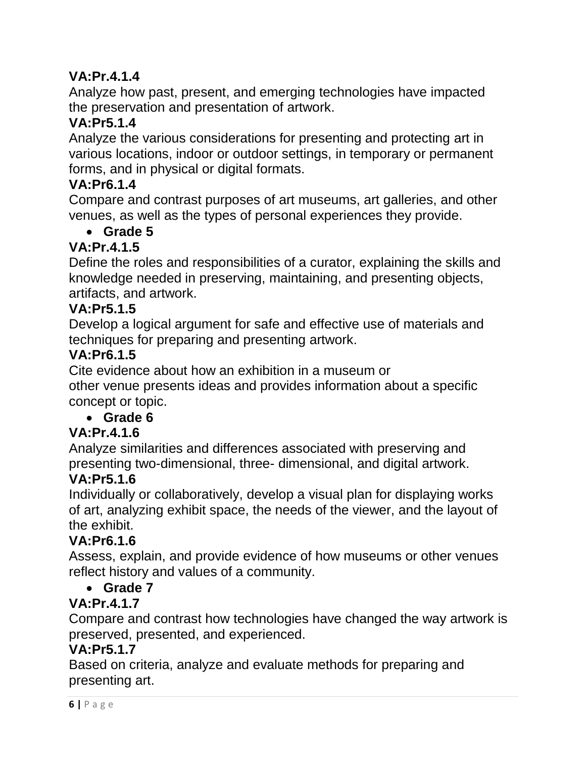**VA:Pr.4.1.4**

Analyze how past, present, and emerging technologies have impacted the preservation and presentation of artwork.

**VA:Pr5.1.4**

Analyze the various considerations for presenting and protecting art in various locations, indoor or outdoor settings, in temporary or permanent forms, and in physical or digital formats.

**VA:Pr6.1.4**

Compare and contrast purposes of art museums, art galleries, and other venues, as well as the types of personal experiences they provide.

- **Grade 5**

**VA:Pr.4.1.5**

Define the roles and responsibilities of a curator, explaining the skills and knowledge needed in preserving, maintaining, and presenting objects, artifacts, and artwork.

**VA:Pr5.1.5**

Develop a logical argument for safe and effective use of materials and techniques for preparing and presenting artwork.

**VA:Pr6.1.5**

Cite evidence about how an exhibition in a museum or
other venue presents ideas and provides information about a specific concept or topic.

- **Grade 6**

**VA:Pr.4.1.6**

Analyze similarities and differences associated with preserving and presenting two-dimensional, three- dimensional, and digital artwork.

**VA:Pr5.1.6**

Individually or collaboratively, develop a visual plan for displaying works of art, analyzing exhibit space, the needs of the viewer, and the layout of the exhibit.

**VA:Pr6.1.6**

Assess, explain, and provide evidence of how museums or other venues reflect history and values of a community.

- **Grade 7**

**VA:Pr.4.1.7**

Compare and contrast how technologies have changed the way artwork is preserved, presented, and experienced.

**VA:Pr5.1.7**

Based on criteria, analyze and evaluate methods for preparing and presenting art.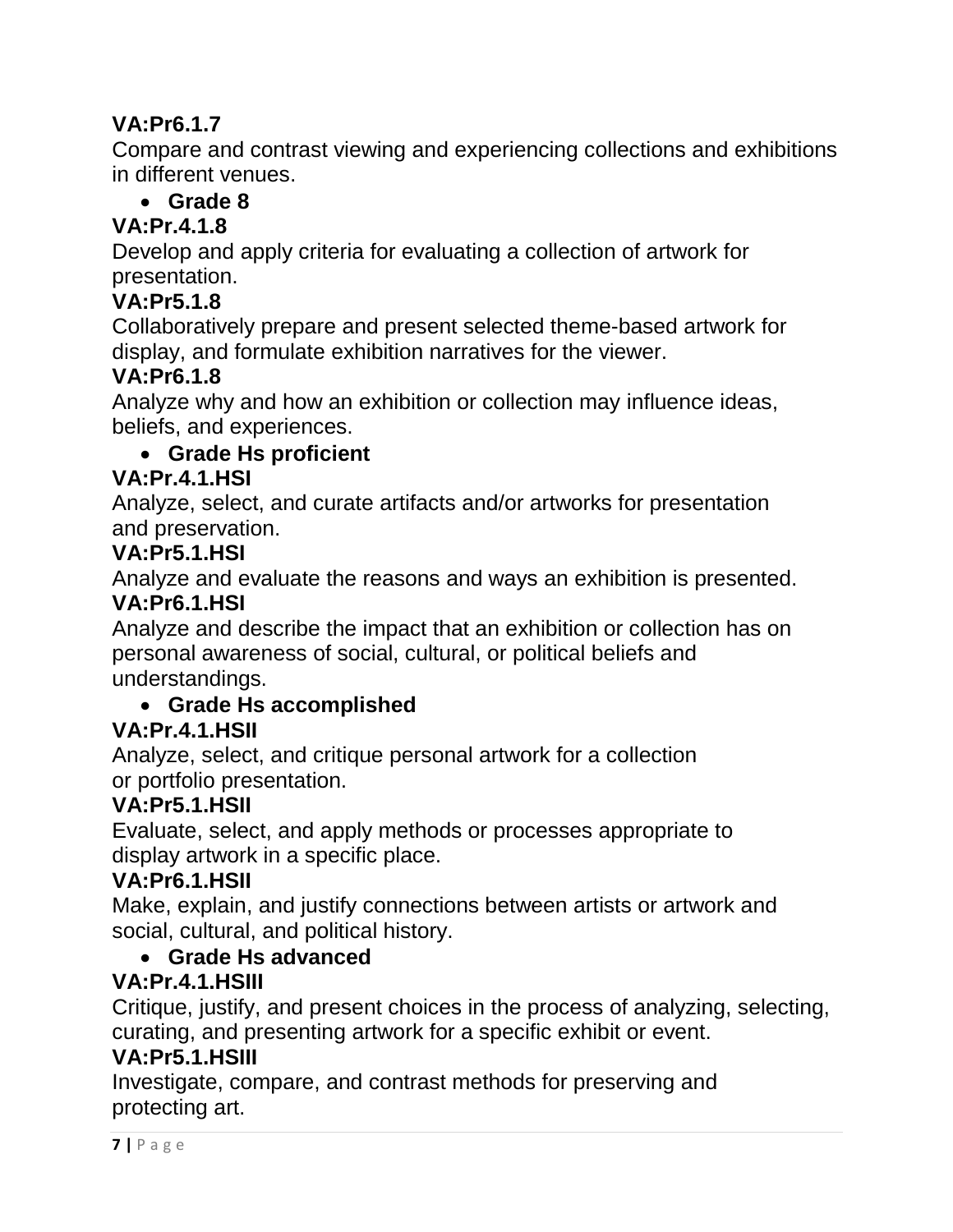**VA:Pr6.1.7**

Compare and contrast viewing and experiencing collections and exhibitions in different venues.

- **Grade 8**

**VA:Pr.4.1.8**

Develop and apply criteria for evaluating a collection of artwork for presentation.

**VA:Pr5.1.8**

Collaboratively prepare and present selected theme-based artwork for display, and formulate exhibition narratives for the viewer.

**VA:Pr6.1.8**

Analyze why and how an exhibition or collection may influence ideas, beliefs, and experiences.

- **Grade Hs proficient**

**VA:Pr.4.1.HSI**

Analyze, select, and curate artifacts and/or artworks for presentation and preservation.

**VA:Pr5.1.HSI**

Analyze and evaluate the reasons and ways an exhibition is presented.

**VA:Pr6.1.HSI**

Analyze and describe the impact that an exhibition or collection has on personal awareness of social, cultural, or political beliefs and understandings.

- **Grade Hs accomplished**

**VA:Pr.4.1.HSII**

Analyze, select, and critique personal artwork for a collection or portfolio presentation.

**VA:Pr5.1.HSII**

Evaluate, select, and apply methods or processes appropriate to display artwork in a specific place.

**VA:Pr6.1.HSII**

Make, explain, and justify connections between artists or artwork and social, cultural, and political history.

- **Grade Hs advanced**

**VA:Pr.4.1.HSIII**

Critique, justify, and present choices in the process of analyzing, selecting, curating, and presenting artwork for a specific exhibit or event.

**VA:Pr5.1.HSIII**

Investigate, compare, and contrast methods for preserving and protecting art.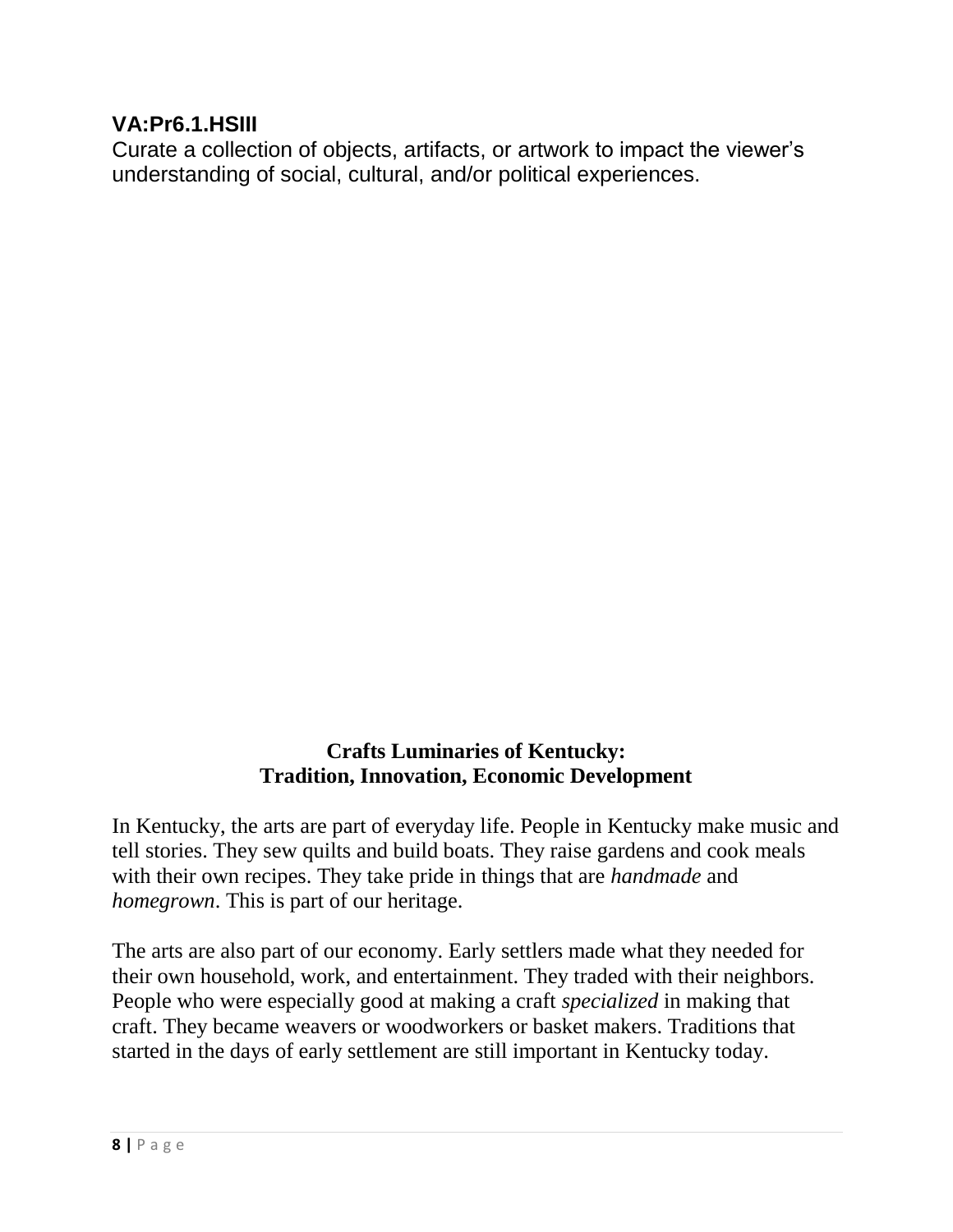**VA:Pr6.1.HSIII**

Curate a collection of objects, artifacts, or artwork to impact the viewer's understanding of social, cultural, and/or political experiences.

## Crafts Luminaries of Kentucky: Tradition, Innovation, Economic Development

In Kentucky, the arts are part of everyday life. People in Kentucky make music and tell stories. They sew quilts and build boats. They raise gardens and cook meals with their own recipes. They take pride in things that are *handmade* and *homegrown*. This is part of our heritage.

The arts are also part of our economy. Early settlers made what they needed for their own household, work, and entertainment. They traded with their neighbors. People who were especially good at making a craft *specialized* in making that craft. They became weavers or woodworkers or basket makers. Traditions that started in the days of early settlement are still important in Kentucky today.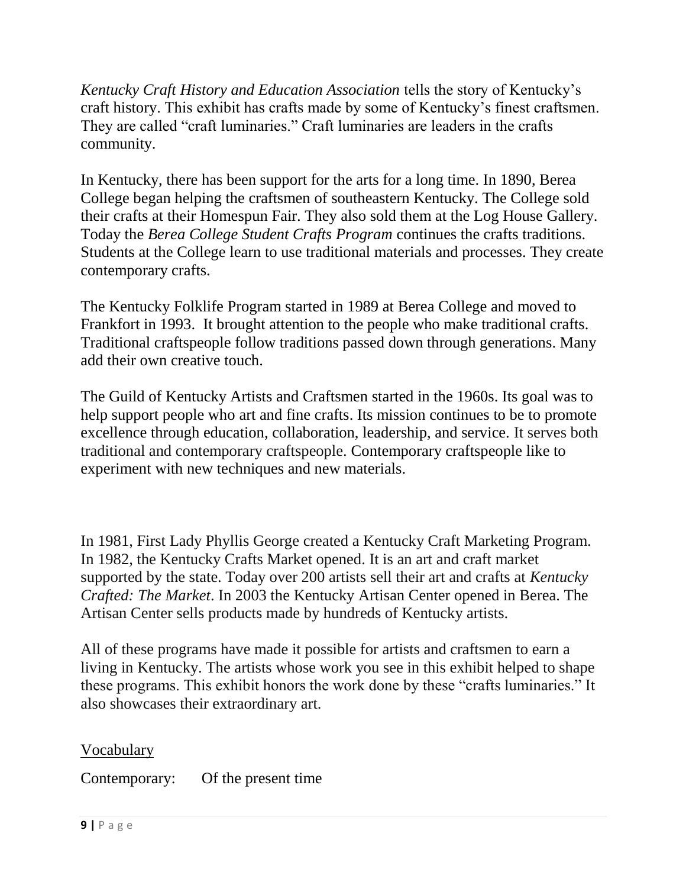*Kentucky Craft History and Education Association* tells the story of Kentucky's craft history. This exhibit has crafts made by some of Kentucky's finest craftsmen. They are called "craft luminaries." Craft luminaries are leaders in the crafts community.

In Kentucky, there has been support for the arts for a long time. In 1890, Berea College began helping the craftsmen of southeastern Kentucky. The College sold their crafts at their Homespun Fair. They also sold them at the Log House Gallery. Today the *Berea College Student Crafts Program* continues the crafts traditions. Students at the College learn to use traditional materials and processes. They create contemporary crafts.

The Kentucky Folklife Program started in 1989 at Berea College and moved to Frankfort in 1993. It brought attention to the people who make traditional crafts. Traditional craftspeople follow traditions passed down through generations. Many add their own creative touch.

The Guild of Kentucky Artists and Craftsmen started in the 1960s. Its goal was to help support people who art and fine crafts. Its mission continues to be to promote excellence through education, collaboration, leadership, and service. It serves both traditional and contemporary craftspeople. Contemporary craftspeople like to experiment with new techniques and new materials.

In 1981, First Lady Phyllis George created a Kentucky Craft Marketing Program. In 1982, the Kentucky Crafts Market opened. It is an art and craft market supported by the state. Today over 200 artists sell their art and crafts at *Kentucky Crafted: The Market*. In 2003 the Kentucky Artisan Center opened in Berea. The Artisan Center sells products made by hundreds of Kentucky artists.

All of these programs have made it possible for artists and craftsmen to earn a living in Kentucky. The artists whose work you see in this exhibit helped to shape these programs. This exhibit honors the work done by these "crafts luminaries." It also showcases their extraordinary art.

<u>Vocabulary</u>

Contemporary: Of the present time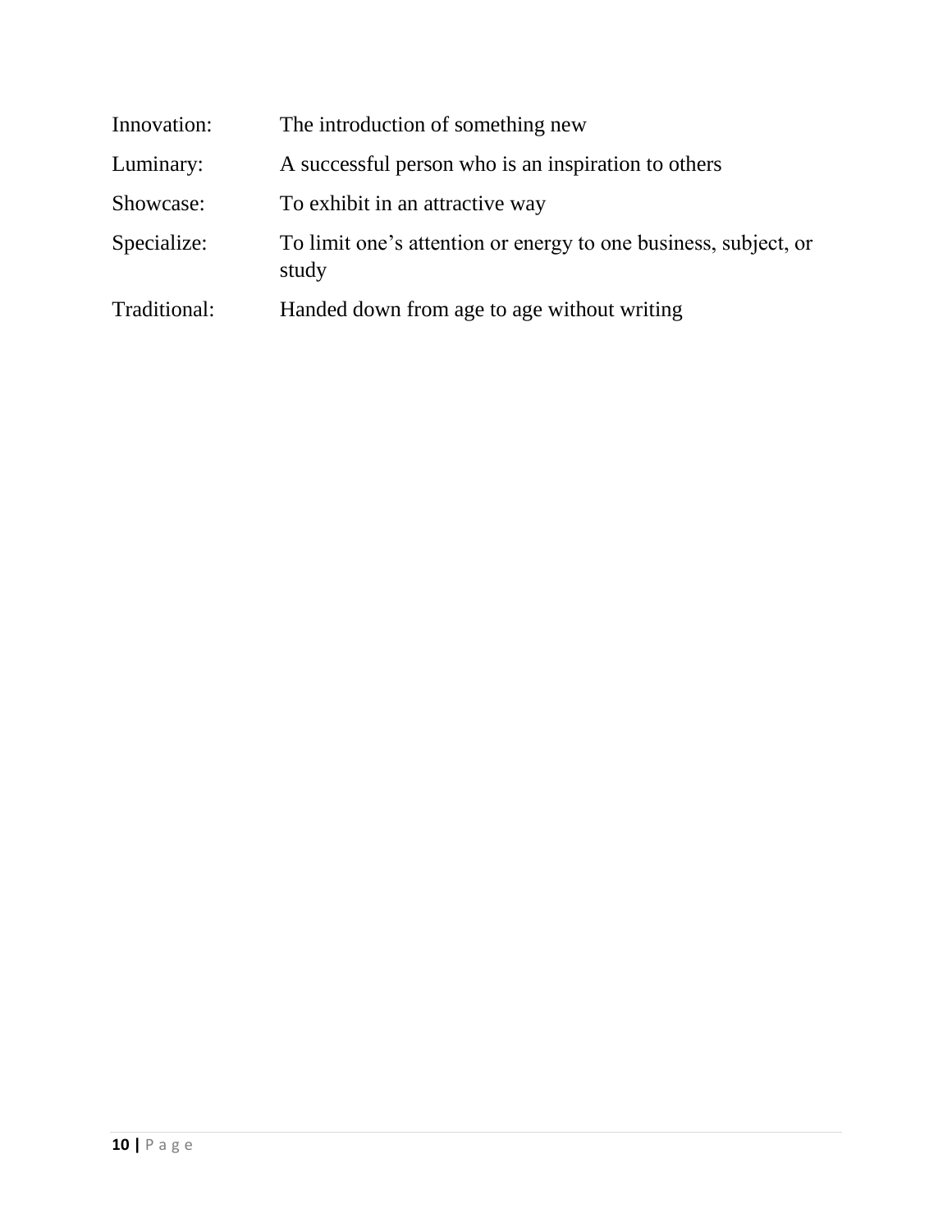| | |
|---|---|
| Innovation: | The introduction of something new |
| Luminary: | A successful person who is an inspiration to others |
| Showcase: | To exhibit in an attractive way |
| Specialize: | To limit one’s attention or energy to one business, subject, or study |
| Traditional: | Handed down from age to age without writing |